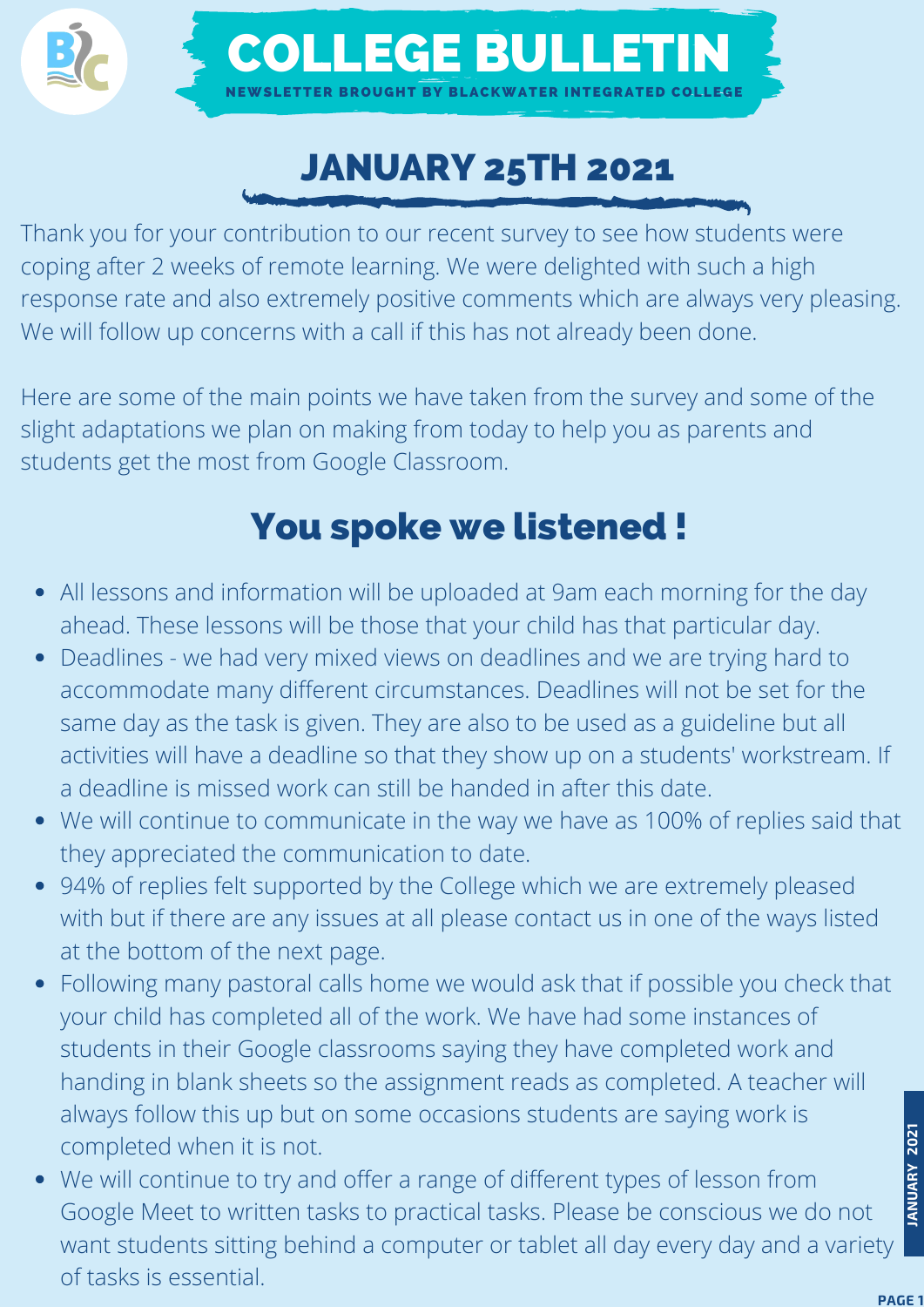# COLLEGE BULLETIN

NEWSLETTER BROUGHT BY BLACKWATER INTEGRATED COLLEGE

## JANUARY 25TH 2021

Thank you for your contribution to our recent survey to see how students were coping after 2 weeks of remote learning. We were delighted with such a high response rate and also extremely positive comments which are always very pleasing. We will follow up concerns with a call if this has not already been done.

Here are some of the main points we have taken from the survey and some of the slight adaptations we plan on making from today to help you as parents and students get the most from Google Classroom.

## You spoke we listened !

- All lessons and information will be uploaded at 9am each morning for the day ahead. These lessons will be those that your child has that particular day.
- Deadlines - we had very mixed views on deadlines and we are trying hard to accommodate many different circumstances. Deadlines will not be set for the same day as the task is given. They are also to be used as a guideline but all activities will have a deadline so that they show up on a students' workstream. If a deadline is missed work can still be handed in after this date.
- We will continue to communicate in the way we have as 100% of replies said that they appreciated the communication to date.
- 94% of replies felt supported by the College which we are extremely pleased with but if there are any issues at all please contact us in one of the ways listed at the bottom of the next page.
- Following many pastoral calls home we would ask that if possible you check that your child has completed all of the work. We have had some instances of students in their Google classrooms saying they have completed work and handing in blank sheets so the assignment reads as completed. A teacher will always follow this up but on some occasions students are saying work is completed when it is not.
- We will continue to try and offer a range of different types of lesson from Google Meet to written tasks to practical tasks. Please be conscious we do not want students sitting behind a computer or tablet all day every day and a variety of tasks is essential.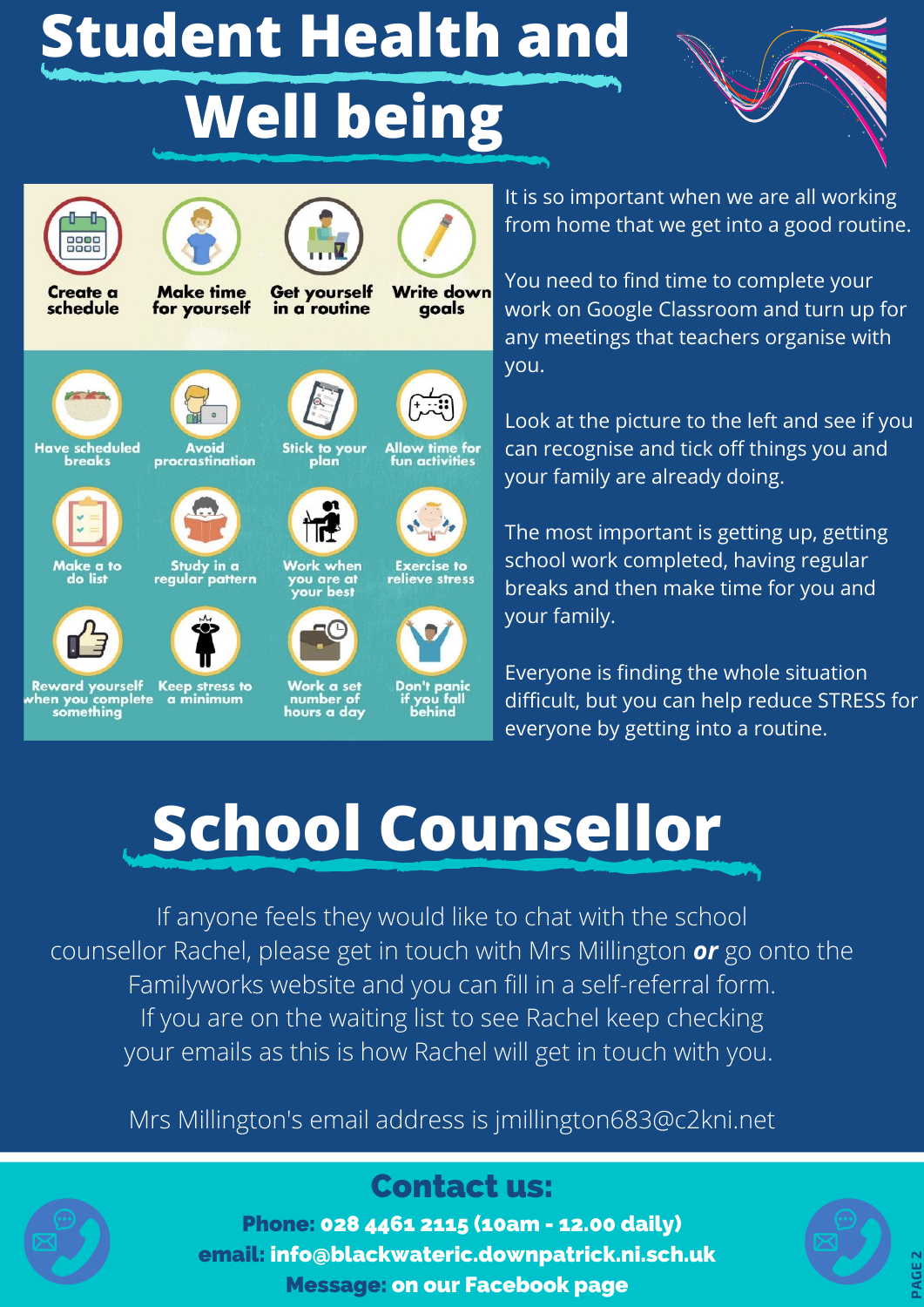# Student Health and Well being

Create a schedule

Make time for yourself

Get yourself in a routine

Write down goals

Have scheduled breaks

Avoid procrastination

Stick to your plan

Allow time for fun activities

Make a to do list

Study in a regular pattern

Work when you are at your best

Exercise to relieve stress

Reward yourself when you complete something

Keep stress to a minimum

Work a set number of hours a day

Don't panic if you fall behind

It is so important when we are all working from home that we get into a good routine.

You need to find time to complete your work on Google Classroom and turn up for any meetings that teachers organise with you.

Look at the picture to the left and see if you can recognise and tick off things you and your family are already doing.

The most important is getting up, getting school work completed, having regular breaks and then make time for you and your family.

Everyone is finding the whole situation difficult, but you can help reduce STRESS for everyone by getting into a routine.

# School Counsellor

If anyone feels they would like to chat with the school counsellor Rachel, please get in touch with Mrs Millington ***or*** go onto the Familyworks website and you can fill in a self-referral form. If you are on the waiting list to see Rachel keep checking your emails as this is how Rachel will get in touch with you.

Mrs Millington's email address is jmillington683@c2kni.net

## Contact us:

**Phone: 028 4461 2115 (10am - 12.00 daily)**

**email: info@blackwateric.downpatrick.ni.sch.uk**

**Message: on our Facebook page**